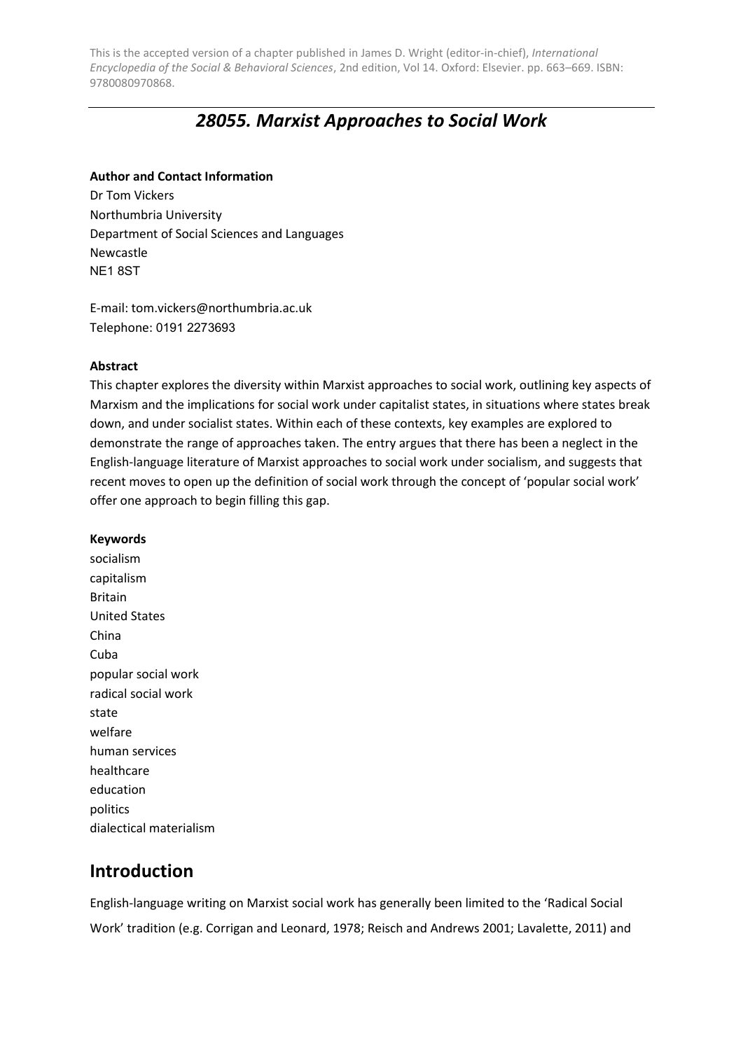This is the accepted version of a chapter published in James D. Wright (editor-in-chief), *International Encyclopedia of the Social & Behavioral Sciences*, 2nd edition, Vol 14. Oxford: Elsevier. pp. 663–669. ISBN: 9780080970868.

# *28055. Marxist Approaches to Social Work*

**Author and Contact Information**

Dr Tom Vickers
Northumbria University
Department of Social Sciences and Languages
Newcastle
NE1 8ST

E-mail: tom.vickers@northumbria.ac.uk
Telephone: 0191 2273693

**Abstract**

This chapter explores the diversity within Marxist approaches to social work, outlining key aspects of Marxism and the implications for social work under capitalist states, in situations where states break down, and under socialist states. Within each of these contexts, key examples are explored to demonstrate the range of approaches taken. The entry argues that there has been a neglect in the English-language literature of Marxist approaches to social work under socialism, and suggests that recent moves to open up the definition of social work through the concept of 'popular social work' offer one approach to begin filling this gap.

**Keywords**

socialism
capitalism
Britain
United States
China
Cuba
popular social work
radical social work
state
welfare
human services
healthcare
education
politics
dialectical materialism

## Introduction

English-language writing on Marxist social work has generally been limited to the 'Radical Social Work' tradition (e.g. Corrigan and Leonard, 1978; Reisch and Andrews 2001; Lavalette, 2011) and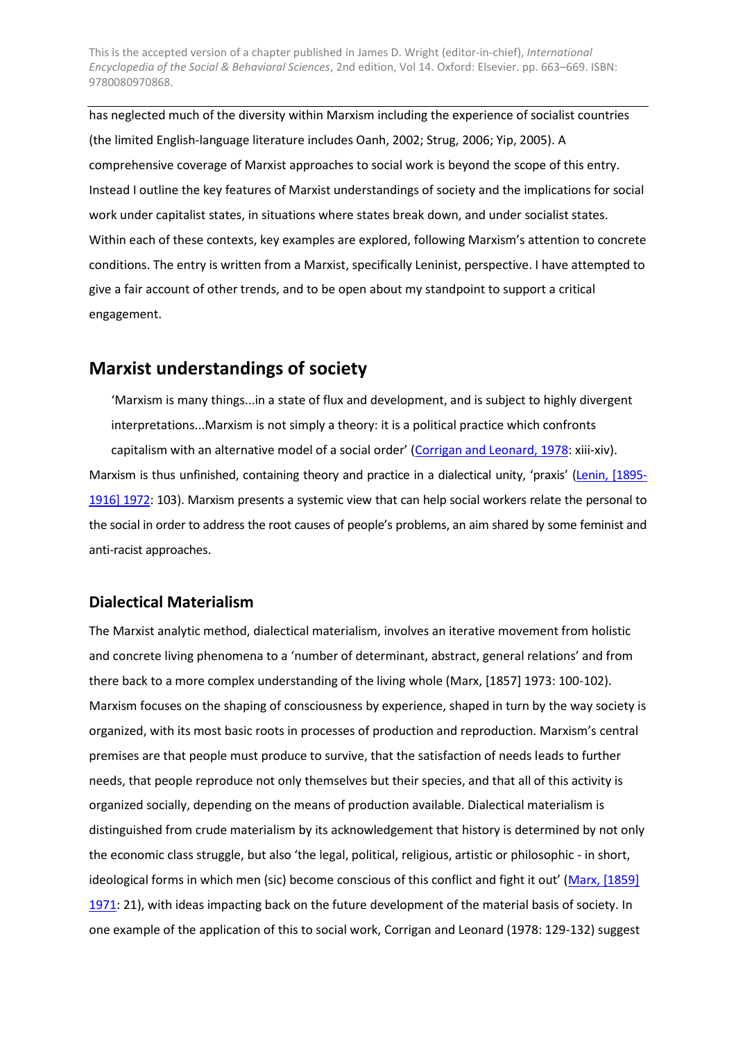has neglected much of the diversity within Marxism including the experience of socialist countries (the limited English-language literature includes Oanh, 2002; Strug, 2006; Yip, 2005). A comprehensive coverage of Marxist approaches to social work is beyond the scope of this entry. Instead I outline the key features of Marxist understandings of society and the implications for social work under capitalist states, in situations where states break down, and under socialist states. Within each of these contexts, key examples are explored, following Marxism's attention to concrete conditions. The entry is written from a Marxist, specifically Leninist, perspective. I have attempted to give a fair account of other trends, and to be open about my standpoint to support a critical engagement.

## Marxist understandings of society

> 'Marxism is many things...in a state of flux and development, and is subject to highly divergent interpretations...Marxism is not simply a theory: it is a political practice which confronts capitalism with an alternative model of a social order' (Corrigan and Leonard, 1978: xiii-xiv).

Marxism is thus unfinished, containing theory and practice in a dialectical unity, 'praxis' (Lenin, [1895-1916] 1972: 103). Marxism presents a systemic view that can help social workers relate the personal to the social in order to address the root causes of people's problems, an aim shared by some feminist and anti-racist approaches.

### Dialectical Materialism

The Marxist analytic method, dialectical materialism, involves an iterative movement from holistic and concrete living phenomena to a 'number of determinant, abstract, general relations' and from there back to a more complex understanding of the living whole (Marx, [1857] 1973: 100-102). Marxism focuses on the shaping of consciousness by experience, shaped in turn by the way society is organized, with its most basic roots in processes of production and reproduction. Marxism's central premises are that people must produce to survive, that the satisfaction of needs leads to further needs, that people reproduce not only themselves but their species, and that all of this activity is organized socially, depending on the means of production available. Dialectical materialism is distinguished from crude materialism by its acknowledgement that history is determined by not only the economic class struggle, but also 'the legal, political, religious, artistic or philosophic - in short, ideological forms in which men (sic) become conscious of this conflict and fight it out' (Marx, [1859] 1971: 21), with ideas impacting back on the future development of the material basis of society. In one example of the application of this to social work, Corrigan and Leonard (1978: 129-132) suggest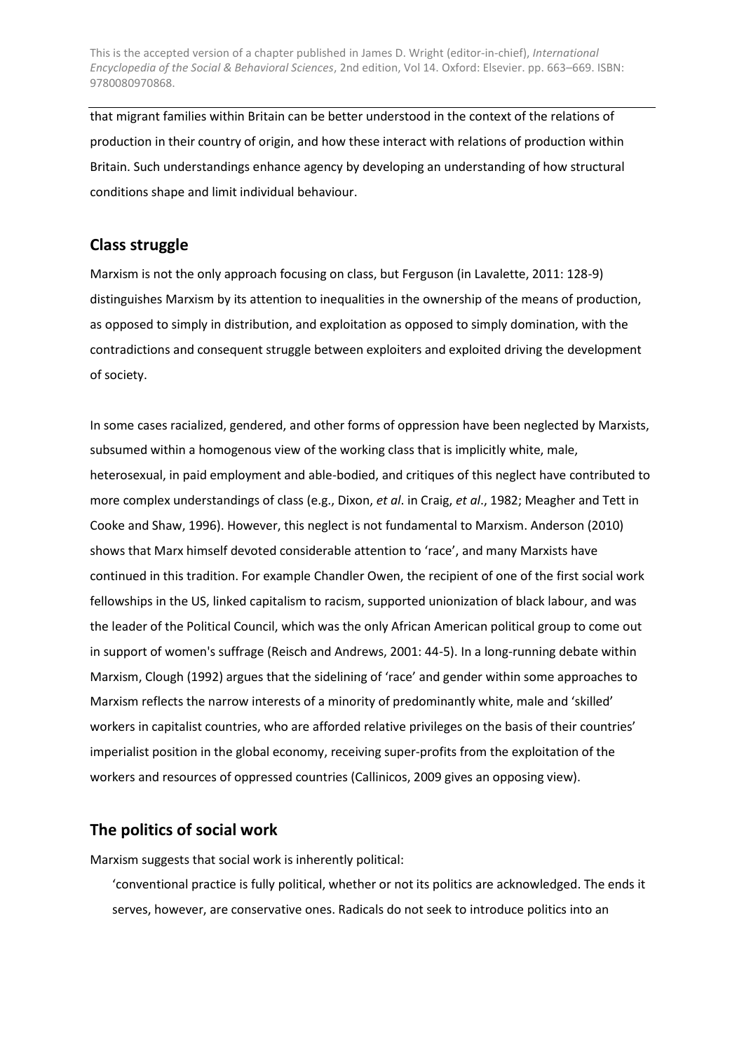that migrant families within Britain can be better understood in the context of the relations of production in their country of origin, and how these interact with relations of production within Britain. Such understandings enhance agency by developing an understanding of how structural conditions shape and limit individual behaviour.

## Class struggle

Marxism is not the only approach focusing on class, but Ferguson (in Lavalette, 2011: 128-9) distinguishes Marxism by its attention to inequalities in the ownership of the means of production, as opposed to simply in distribution, and exploitation as opposed to simply domination, with the contradictions and consequent struggle between exploiters and exploited driving the development of society.

In some cases racialized, gendered, and other forms of oppression have been neglected by Marxists, subsumed within a homogenous view of the working class that is implicitly white, male, heterosexual, in paid employment and able-bodied, and critiques of this neglect have contributed to more complex understandings of class (e.g., Dixon, *et al*. in Craig, *et al*., 1982; Meagher and Tett in Cooke and Shaw, 1996). However, this neglect is not fundamental to Marxism. Anderson (2010) shows that Marx himself devoted considerable attention to 'race', and many Marxists have continued in this tradition. For example Chandler Owen, the recipient of one of the first social work fellowships in the US, linked capitalism to racism, supported unionization of black labour, and was the leader of the Political Council, which was the only African American political group to come out in support of women's suffrage (Reisch and Andrews, 2001: 44-5). In a long-running debate within Marxism, Clough (1992) argues that the sidelining of 'race' and gender within some approaches to Marxism reflects the narrow interests of a minority of predominantly white, male and 'skilled' workers in capitalist countries, who are afforded relative privileges on the basis of their countries' imperialist position in the global economy, receiving super-profits from the exploitation of the workers and resources of oppressed countries (Callinicos, 2009 gives an opposing view).

## The politics of social work

Marxism suggests that social work is inherently political:

> 'conventional practice is fully political, whether or not its politics are acknowledged. The ends it serves, however, are conservative ones. Radicals do not seek to introduce politics into an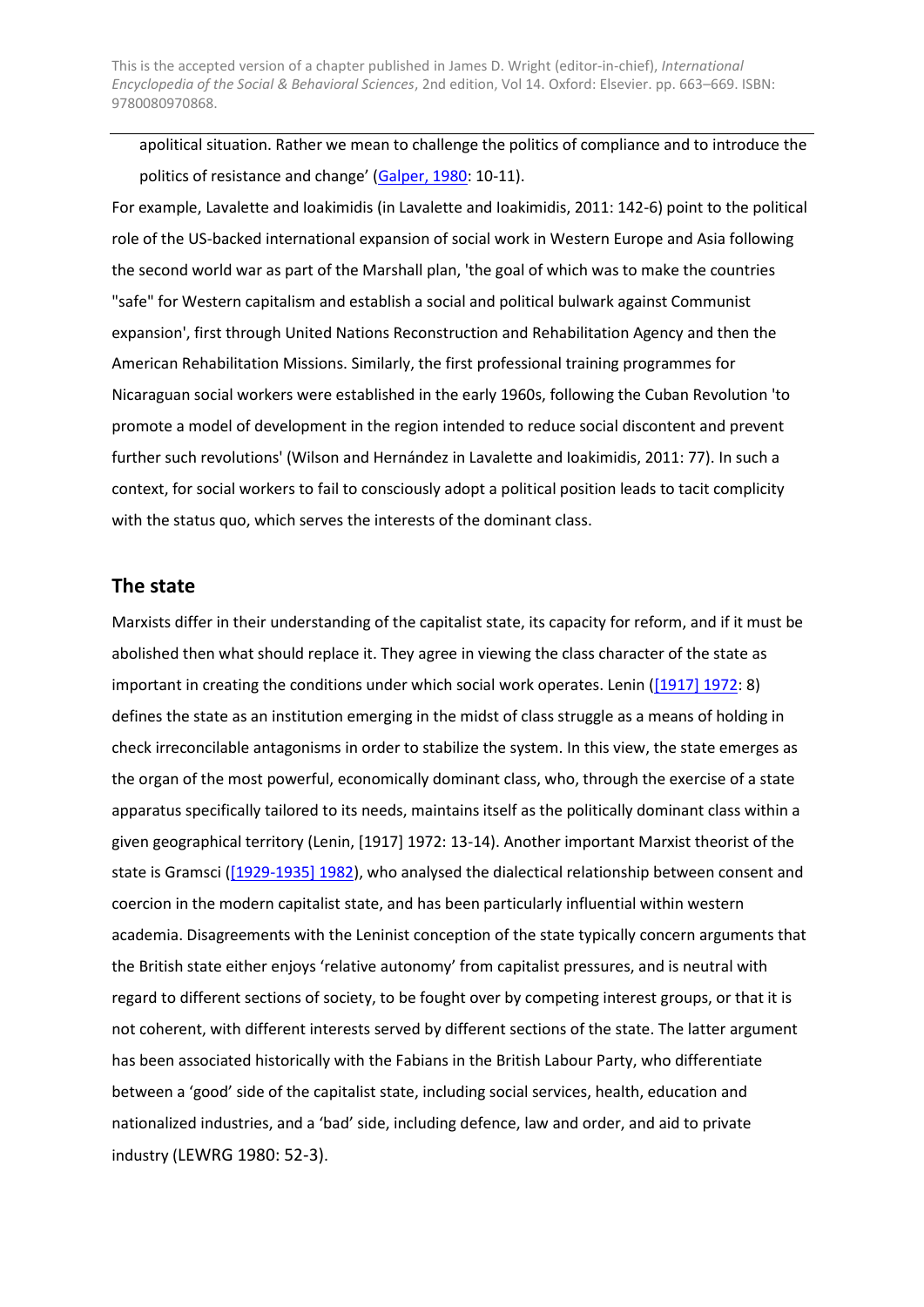apolitical situation. Rather we mean to challenge the politics of compliance and to introduce the politics of resistance and change' (Galper, 1980: 10-11).

For example, Lavalette and Ioakimidis (in Lavalette and Ioakimidis, 2011: 142-6) point to the political role of the US-backed international expansion of social work in Western Europe and Asia following the second world war as part of the Marshall plan, 'the goal of which was to make the countries "safe" for Western capitalism and establish a social and political bulwark against Communist expansion', first through United Nations Reconstruction and Rehabilitation Agency and then the American Rehabilitation Missions. Similarly, the first professional training programmes for Nicaraguan social workers were established in the early 1960s, following the Cuban Revolution 'to promote a model of development in the region intended to reduce social discontent and prevent further such revolutions' (Wilson and Hernández in Lavalette and Ioakimidis, 2011: 77). In such a context, for social workers to fail to consciously adopt a political position leads to tacit complicity with the status quo, which serves the interests of the dominant class.

## The state

Marxists differ in their understanding of the capitalist state, its capacity for reform, and if it must be abolished then what should replace it. They agree in viewing the class character of the state as important in creating the conditions under which social work operates. Lenin ([1917] 1972: 8) defines the state as an institution emerging in the midst of class struggle as a means of holding in check irreconcilable antagonisms in order to stabilize the system. In this view, the state emerges as the organ of the most powerful, economically dominant class, who, through the exercise of a state apparatus specifically tailored to its needs, maintains itself as the politically dominant class within a given geographical territory (Lenin, [1917] 1972: 13-14). Another important Marxist theorist of the state is Gramsci ([1929-1935] 1982), who analysed the dialectical relationship between consent and coercion in the modern capitalist state, and has been particularly influential within western academia. Disagreements with the Leninist conception of the state typically concern arguments that the British state either enjoys 'relative autonomy' from capitalist pressures, and is neutral with regard to different sections of society, to be fought over by competing interest groups, or that it is not coherent, with different interests served by different sections of the state. The latter argument has been associated historically with the Fabians in the British Labour Party, who differentiate between a 'good' side of the capitalist state, including social services, health, education and nationalized industries, and a 'bad' side, including defence, law and order, and aid to private industry (LEWRG 1980: 52-3).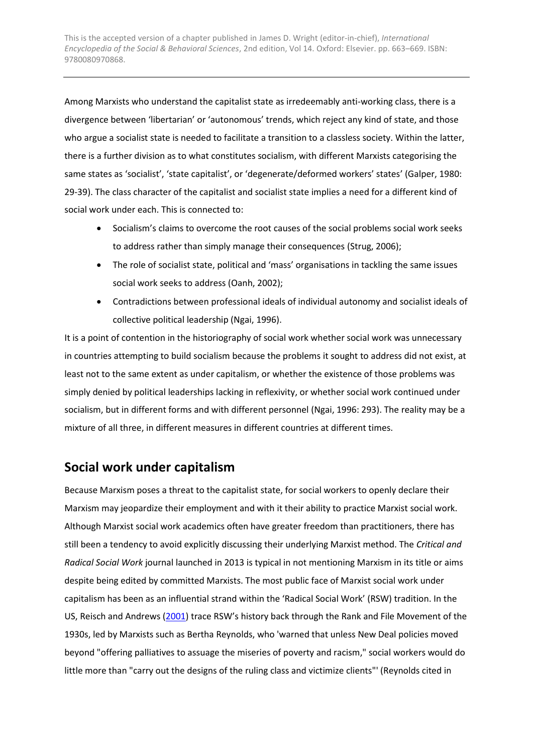Among Marxists who understand the capitalist state as irredeemably anti-working class, there is a divergence between 'libertarian' or 'autonomous' trends, which reject any kind of state, and those who argue a socialist state is needed to facilitate a transition to a classless society. Within the latter, there is a further division as to what constitutes socialism, with different Marxists categorising the same states as 'socialist', 'state capitalist', or 'degenerate/deformed workers' states' (Galper, 1980: 29-39). The class character of the capitalist and socialist state implies a need for a different kind of social work under each. This is connected to:

- Socialism's claims to overcome the root causes of the social problems social work seeks to address rather than simply manage their consequences (Strug, 2006);
- The role of socialist state, political and 'mass' organisations in tackling the same issues social work seeks to address (Oanh, 2002);
- Contradictions between professional ideals of individual autonomy and socialist ideals of collective political leadership (Ngai, 1996).

It is a point of contention in the historiography of social work whether social work was unnecessary in countries attempting to build socialism because the problems it sought to address did not exist, at least not to the same extent as under capitalism, or whether the existence of those problems was simply denied by political leaderships lacking in reflexivity, or whether social work continued under socialism, but in different forms and with different personnel (Ngai, 1996: 293). The reality may be a mixture of all three, in different measures in different countries at different times.

## Social work under capitalism

Because Marxism poses a threat to the capitalist state, for social workers to openly declare their Marxism may jeopardize their employment and with it their ability to practice Marxist social work. Although Marxist social work academics often have greater freedom than practitioners, there has still been a tendency to avoid explicitly discussing their underlying Marxist method. The *Critical and Radical Social Work* journal launched in 2013 is typical in not mentioning Marxism in its title or aims despite being edited by committed Marxists. The most public face of Marxist social work under capitalism has been as an influential strand within the 'Radical Social Work' (RSW) tradition. In the US, Reisch and Andrews (2001) trace RSW's history back through the Rank and File Movement of the 1930s, led by Marxists such as Bertha Reynolds, who 'warned that unless New Deal policies moved beyond "offering palliatives to assuage the miseries of poverty and racism," social workers would do little more than "carry out the designs of the ruling class and victimize clients"' (Reynolds cited in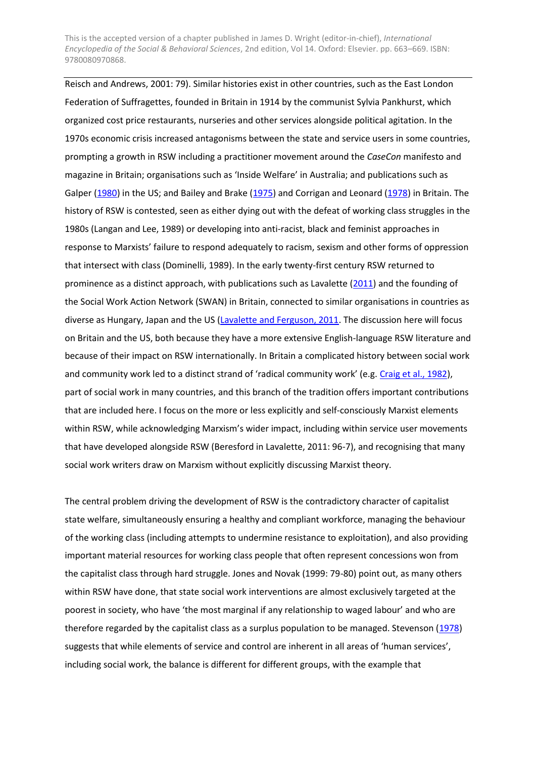Reisch and Andrews, 2001: 79). Similar histories exist in other countries, such as the East London Federation of Suffragettes, founded in Britain in 1914 by the communist Sylvia Pankhurst, which organized cost price restaurants, nurseries and other services alongside political agitation. In the 1970s economic crisis increased antagonisms between the state and service users in some countries, prompting a growth in RSW including a practitioner movement around the *CaseCon* manifesto and magazine in Britain; organisations such as 'Inside Welfare' in Australia; and publications such as Galper (1980) in the US; and Bailey and Brake (1975) and Corrigan and Leonard (1978) in Britain. The history of RSW is contested, seen as either dying out with the defeat of working class struggles in the 1980s (Langan and Lee, 1989) or developing into anti-racist, black and feminist approaches in response to Marxists' failure to respond adequately to racism, sexism and other forms of oppression that intersect with class (Dominelli, 1989). In the early twenty-first century RSW returned to prominence as a distinct approach, with publications such as Lavalette (2011) and the founding of the Social Work Action Network (SWAN) in Britain, connected to similar organisations in countries as diverse as Hungary, Japan and the US (Lavalette and Ferguson, 2011. The discussion here will focus on Britain and the US, both because they have a more extensive English-language RSW literature and because of their impact on RSW internationally. In Britain a complicated history between social work and community work led to a distinct strand of 'radical community work' (e.g. Craig et al., 1982), part of social work in many countries, and this branch of the tradition offers important contributions that are included here. I focus on the more or less explicitly and self-consciously Marxist elements within RSW, while acknowledging Marxism's wider impact, including within service user movements that have developed alongside RSW (Beresford in Lavalette, 2011: 96-7), and recognising that many social work writers draw on Marxism without explicitly discussing Marxist theory.

The central problem driving the development of RSW is the contradictory character of capitalist state welfare, simultaneously ensuring a healthy and compliant workforce, managing the behaviour of the working class (including attempts to undermine resistance to exploitation), and also providing important material resources for working class people that often represent concessions won from the capitalist class through hard struggle. Jones and Novak (1999: 79-80) point out, as many others within RSW have done, that state social work interventions are almost exclusively targeted at the poorest in society, who have 'the most marginal if any relationship to waged labour' and who are therefore regarded by the capitalist class as a surplus population to be managed. Stevenson (1978) suggests that while elements of service and control are inherent in all areas of 'human services', including social work, the balance is different for different groups, with the example that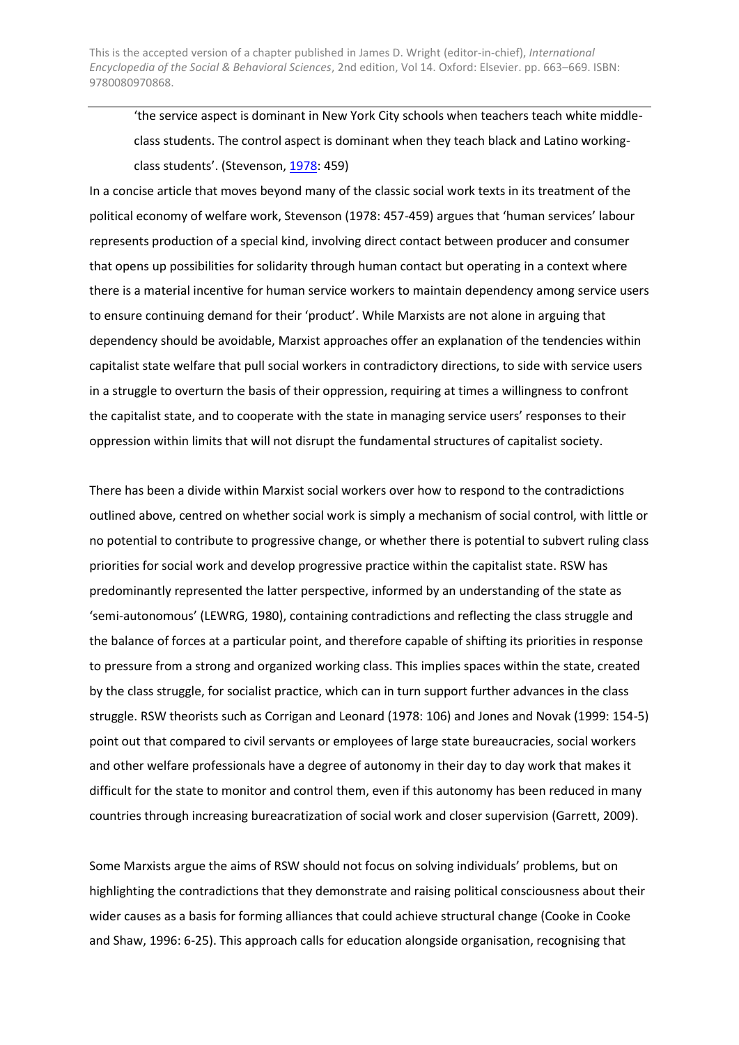> 'the service aspect is dominant in New York City schools when teachers teach white middle-class students. The control aspect is dominant when they teach black and Latino working-class students'. (Stevenson, 1978: 459)

In a concise article that moves beyond many of the classic social work texts in its treatment of the political economy of welfare work, Stevenson (1978: 457-459) argues that 'human services' labour represents production of a special kind, involving direct contact between producer and consumer that opens up possibilities for solidarity through human contact but operating in a context where there is a material incentive for human service workers to maintain dependency among service users to ensure continuing demand for their 'product'. While Marxists are not alone in arguing that dependency should be avoidable, Marxist approaches offer an explanation of the tendencies within capitalist state welfare that pull social workers in contradictory directions, to side with service users in a struggle to overturn the basis of their oppression, requiring at times a willingness to confront the capitalist state, and to cooperate with the state in managing service users' responses to their oppression within limits that will not disrupt the fundamental structures of capitalist society.

There has been a divide within Marxist social workers over how to respond to the contradictions outlined above, centred on whether social work is simply a mechanism of social control, with little or no potential to contribute to progressive change, or whether there is potential to subvert ruling class priorities for social work and develop progressive practice within the capitalist state. RSW has predominantly represented the latter perspective, informed by an understanding of the state as 'semi-autonomous' (LEWRG, 1980), containing contradictions and reflecting the class struggle and the balance of forces at a particular point, and therefore capable of shifting its priorities in response to pressure from a strong and organized working class. This implies spaces within the state, created by the class struggle, for socialist practice, which can in turn support further advances in the class struggle. RSW theorists such as Corrigan and Leonard (1978: 106) and Jones and Novak (1999: 154-5) point out that compared to civil servants or employees of large state bureaucracies, social workers and other welfare professionals have a degree of autonomy in their day to day work that makes it difficult for the state to monitor and control them, even if this autonomy has been reduced in many countries through increasing bureacratization of social work and closer supervision (Garrett, 2009).

Some Marxists argue the aims of RSW should not focus on solving individuals' problems, but on highlighting the contradictions that they demonstrate and raising political consciousness about their wider causes as a basis for forming alliances that could achieve structural change (Cooke in Cooke and Shaw, 1996: 6-25). This approach calls for education alongside organisation, recognising that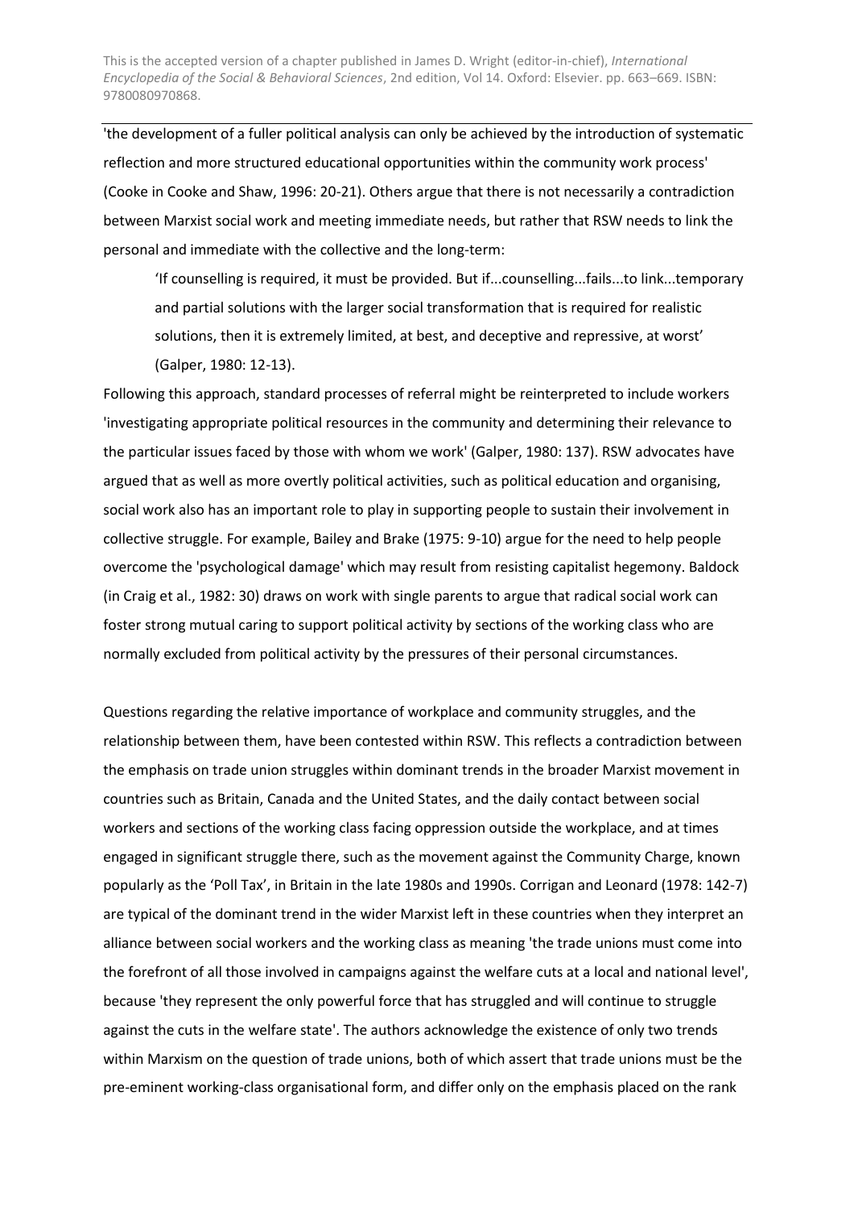'the development of a fuller political analysis can only be achieved by the introduction of systematic reflection and more structured educational opportunities within the community work process' (Cooke in Cooke and Shaw, 1996: 20-21). Others argue that there is not necessarily a contradiction between Marxist social work and meeting immediate needs, but rather that RSW needs to link the personal and immediate with the collective and the long-term:

> 'If counselling is required, it must be provided. But if...counselling...fails...to link...temporary and partial solutions with the larger social transformation that is required for realistic solutions, then it is extremely limited, at best, and deceptive and repressive, at worst' (Galper, 1980: 12-13).

Following this approach, standard processes of referral might be reinterpreted to include workers 'investigating appropriate political resources in the community and determining their relevance to the particular issues faced by those with whom we work' (Galper, 1980: 137). RSW advocates have argued that as well as more overtly political activities, such as political education and organising, social work also has an important role to play in supporting people to sustain their involvement in collective struggle. For example, Bailey and Brake (1975: 9-10) argue for the need to help people overcome the 'psychological damage' which may result from resisting capitalist hegemony. Baldock (in Craig et al., 1982: 30) draws on work with single parents to argue that radical social work can foster strong mutual caring to support political activity by sections of the working class who are normally excluded from political activity by the pressures of their personal circumstances.

Questions regarding the relative importance of workplace and community struggles, and the relationship between them, have been contested within RSW. This reflects a contradiction between the emphasis on trade union struggles within dominant trends in the broader Marxist movement in countries such as Britain, Canada and the United States, and the daily contact between social workers and sections of the working class facing oppression outside the workplace, and at times engaged in significant struggle there, such as the movement against the Community Charge, known popularly as the 'Poll Tax', in Britain in the late 1980s and 1990s. Corrigan and Leonard (1978: 142-7) are typical of the dominant trend in the wider Marxist left in these countries when they interpret an alliance between social workers and the working class as meaning 'the trade unions must come into the forefront of all those involved in campaigns against the welfare cuts at a local and national level', because 'they represent the only powerful force that has struggled and will continue to struggle against the cuts in the welfare state'. The authors acknowledge the existence of only two trends within Marxism on the question of trade unions, both of which assert that trade unions must be the pre-eminent working-class organisational form, and differ only on the emphasis placed on the rank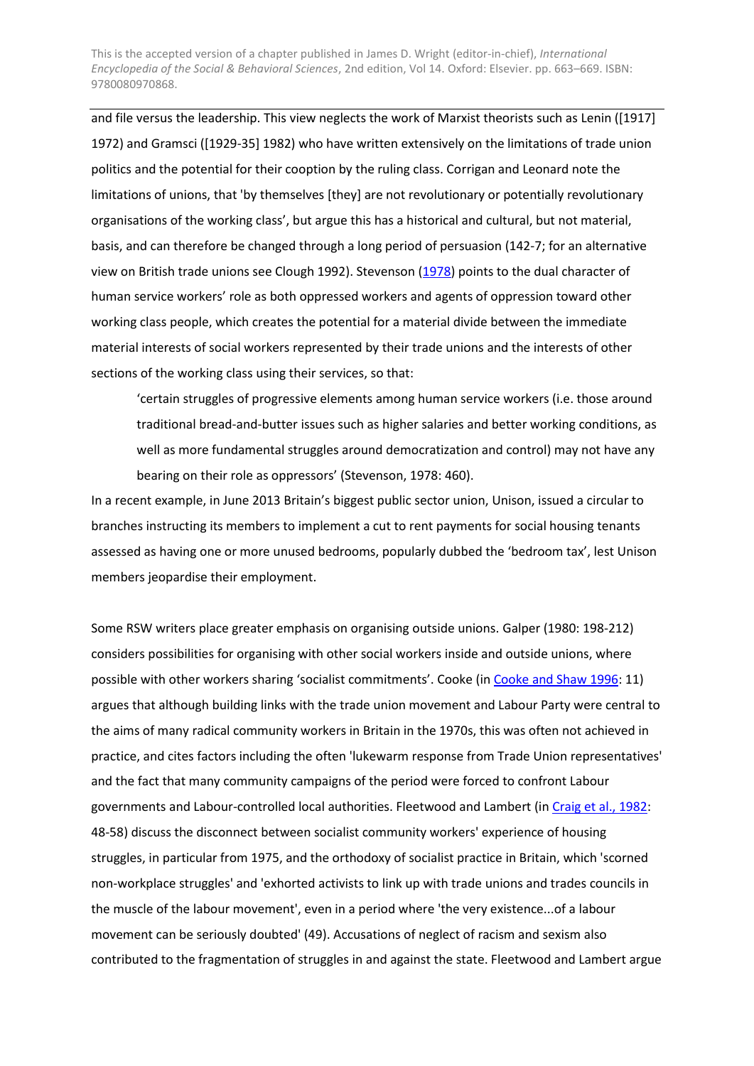and file versus the leadership. This view neglects the work of Marxist theorists such as Lenin ([1917] 1972) and Gramsci ([1929-35] 1982) who have written extensively on the limitations of trade union politics and the potential for their cooption by the ruling class. Corrigan and Leonard note the limitations of unions, that 'by themselves [they] are not revolutionary or potentially revolutionary organisations of the working class', but argue this has a historical and cultural, but not material, basis, and can therefore be changed through a long period of persuasion (142-7; for an alternative view on British trade unions see Clough 1992). Stevenson (1978) points to the dual character of human service workers' role as both oppressed workers and agents of oppression toward other working class people, which creates the potential for a material divide between the immediate material interests of social workers represented by their trade unions and the interests of other sections of the working class using their services, so that:

> 'certain struggles of progressive elements among human service workers (i.e. those around traditional bread-and-butter issues such as higher salaries and better working conditions, as well as more fundamental struggles around democratization and control) may not have any bearing on their role as oppressors' (Stevenson, 1978: 460).

In a recent example, in June 2013 Britain's biggest public sector union, Unison, issued a circular to branches instructing its members to implement a cut to rent payments for social housing tenants assessed as having one or more unused bedrooms, popularly dubbed the 'bedroom tax', lest Unison members jeopardise their employment.

Some RSW writers place greater emphasis on organising outside unions. Galper (1980: 198-212) considers possibilities for organising with other social workers inside and outside unions, where possible with other workers sharing 'socialist commitments'. Cooke (in Cooke and Shaw 1996: 11) argues that although building links with the trade union movement and Labour Party were central to the aims of many radical community workers in Britain in the 1970s, this was often not achieved in practice, and cites factors including the often 'lukewarm response from Trade Union representatives' and the fact that many community campaigns of the period were forced to confront Labour governments and Labour-controlled local authorities. Fleetwood and Lambert (in Craig et al., 1982: 48-58) discuss the disconnect between socialist community workers' experience of housing struggles, in particular from 1975, and the orthodoxy of socialist practice in Britain, which 'scorned non-workplace struggles' and 'exhorted activists to link up with trade unions and trades councils in the muscle of the labour movement', even in a period where 'the very existence...of a labour movement can be seriously doubted' (49). Accusations of neglect of racism and sexism also contributed to the fragmentation of struggles in and against the state. Fleetwood and Lambert argue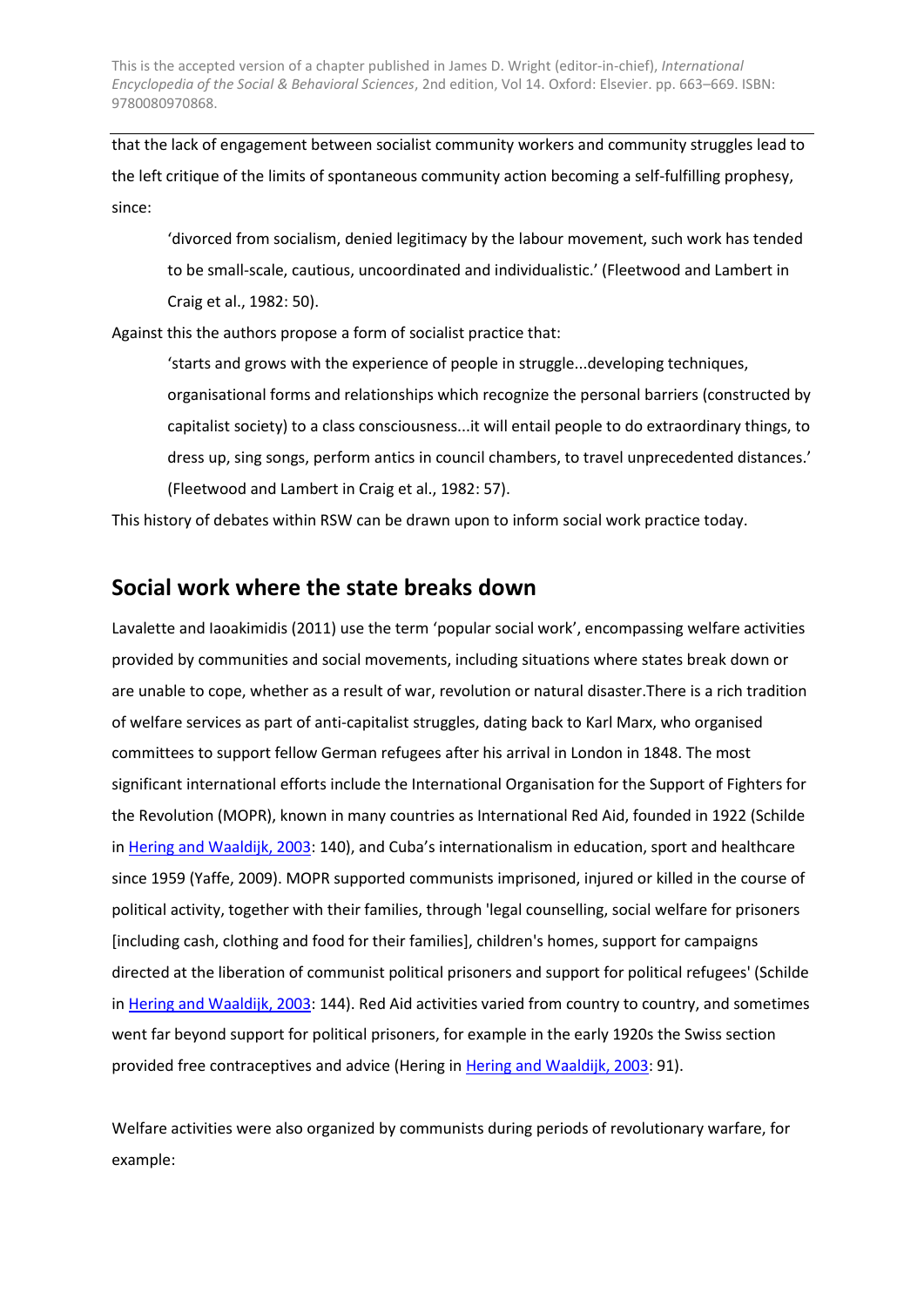that the lack of engagement between socialist community workers and community struggles lead to the left critique of the limits of spontaneous community action becoming a self-fulfilling prophesy, since:

> 'divorced from socialism, denied legitimacy by the labour movement, such work has tended to be small-scale, cautious, uncoordinated and individualistic.' (Fleetwood and Lambert in Craig et al., 1982: 50).

Against this the authors propose a form of socialist practice that:

> 'starts and grows with the experience of people in struggle...developing techniques, organisational forms and relationships which recognize the personal barriers (constructed by capitalist society) to a class consciousness...it will entail people to do extraordinary things, to dress up, sing songs, perform antics in council chambers, to travel unprecedented distances.' (Fleetwood and Lambert in Craig et al., 1982: 57).

This history of debates within RSW can be drawn upon to inform social work practice today.

## Social work where the state breaks down

Lavalette and Iaoakimidis (2011) use the term 'popular social work', encompassing welfare activities provided by communities and social movements, including situations where states break down or are unable to cope, whether as a result of war, revolution or natural disaster.There is a rich tradition of welfare services as part of anti-capitalist struggles, dating back to Karl Marx, who organised committees to support fellow German refugees after his arrival in London in 1848. The most significant international efforts include the International Organisation for the Support of Fighters for the Revolution (MOPR), known in many countries as International Red Aid, founded in 1922 (Schilde in Hering and Waaldijk, 2003: 140), and Cuba's internationalism in education, sport and healthcare since 1959 (Yaffe, 2009). MOPR supported communists imprisoned, injured or killed in the course of political activity, together with their families, through 'legal counselling, social welfare for prisoners [including cash, clothing and food for their families], children's homes, support for campaigns directed at the liberation of communist political prisoners and support for political refugees' (Schilde in Hering and Waaldijk, 2003: 144). Red Aid activities varied from country to country, and sometimes went far beyond support for political prisoners, for example in the early 1920s the Swiss section provided free contraceptives and advice (Hering in Hering and Waaldijk, 2003: 91).

Welfare activities were also organized by communists during periods of revolutionary warfare, for example: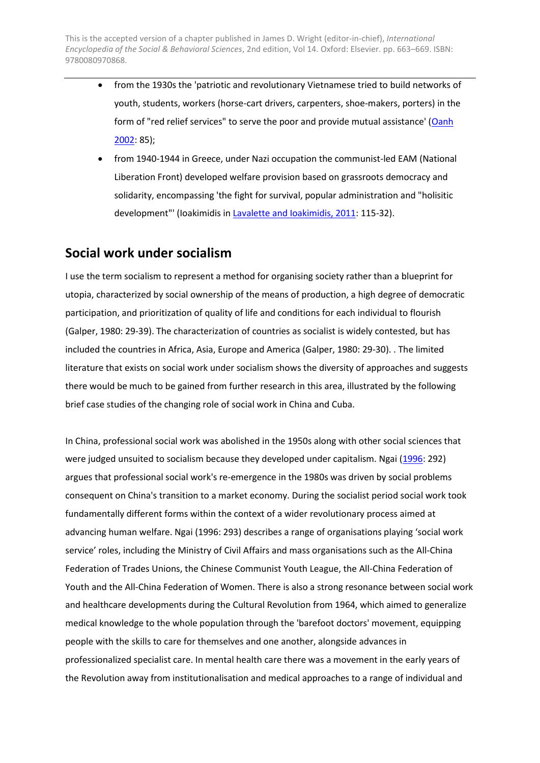- from the 1930s the 'patriotic and revolutionary Vietnamese tried to build networks of youth, students, workers (horse-cart drivers, carpenters, shoe-makers, porters) in the form of "red relief services" to serve the poor and provide mutual assistance' (Oanh 2002: 85);
- from 1940-1944 in Greece, under Nazi occupation the communist-led EAM (National Liberation Front) developed welfare provision based on grassroots democracy and solidarity, encompassing 'the fight for survival, popular administration and "holisitic development"' (Ioakimidis in Lavalette and Ioakimidis, 2011: 115-32).

## Social work under socialism

I use the term socialism to represent a method for organising society rather than a blueprint for utopia, characterized by social ownership of the means of production, a high degree of democratic participation, and prioritization of quality of life and conditions for each individual to flourish (Galper, 1980: 29-39). The characterization of countries as socialist is widely contested, but has included the countries in Africa, Asia, Europe and America (Galper, 1980: 29-30). . The limited literature that exists on social work under socialism shows the diversity of approaches and suggests there would be much to be gained from further research in this area, illustrated by the following brief case studies of the changing role of social work in China and Cuba.

In China, professional social work was abolished in the 1950s along with other social sciences that were judged unsuited to socialism because they developed under capitalism. Ngai (1996: 292) argues that professional social work's re-emergence in the 1980s was driven by social problems consequent on China's transition to a market economy. During the socialist period social work took fundamentally different forms within the context of a wider revolutionary process aimed at advancing human welfare. Ngai (1996: 293) describes a range of organisations playing 'social work service' roles, including the Ministry of Civil Affairs and mass organisations such as the All-China Federation of Trades Unions, the Chinese Communist Youth League, the All-China Federation of Youth and the All-China Federation of Women. There is also a strong resonance between social work and healthcare developments during the Cultural Revolution from 1964, which aimed to generalize medical knowledge to the whole population through the 'barefoot doctors' movement, equipping people with the skills to care for themselves and one another, alongside advances in professionalized specialist care. In mental health care there was a movement in the early years of the Revolution away from institutionalisation and medical approaches to a range of individual and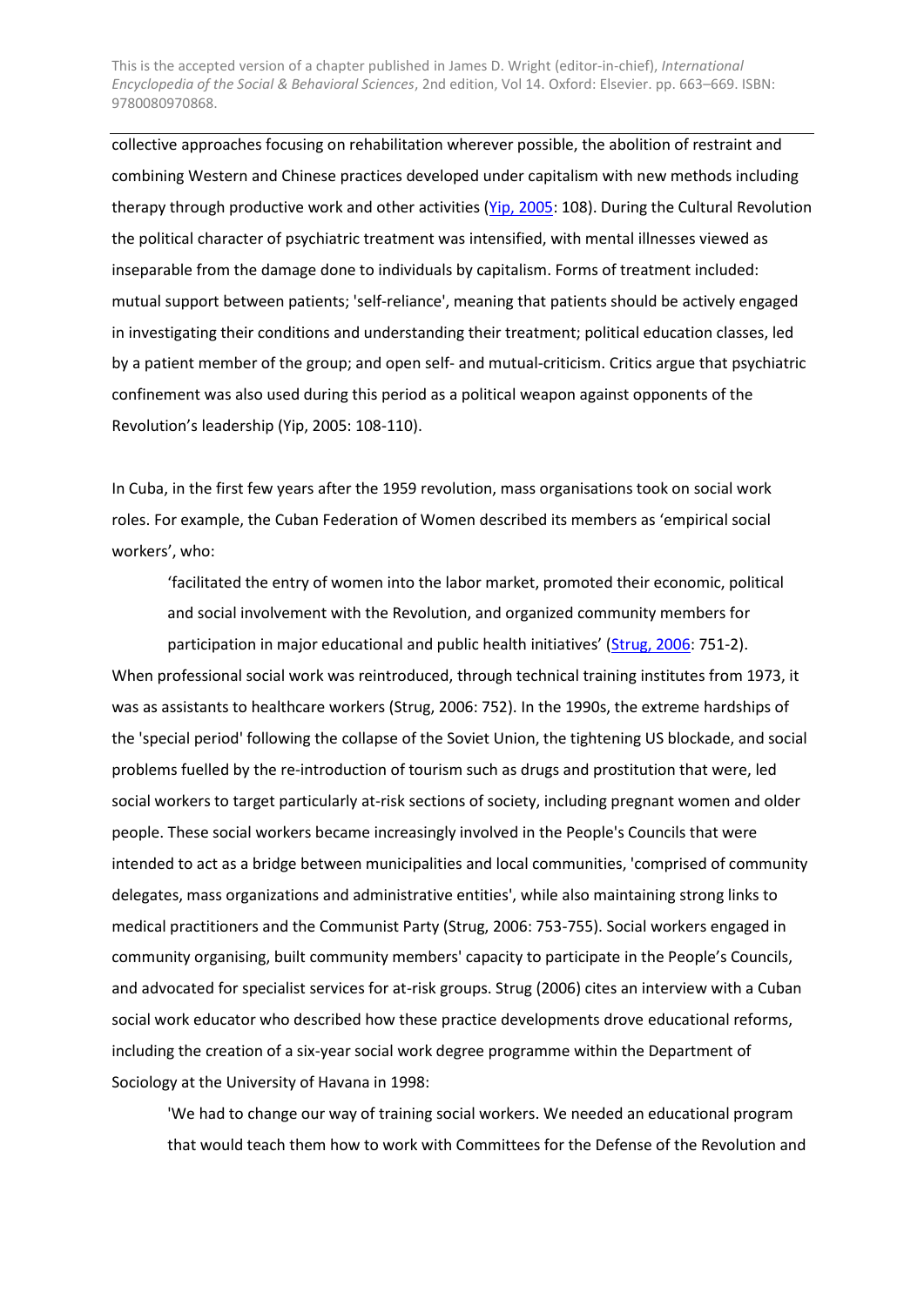collective approaches focusing on rehabilitation wherever possible, the abolition of restraint and combining Western and Chinese practices developed under capitalism with new methods including therapy through productive work and other activities (Yip, 2005: 108). During the Cultural Revolution the political character of psychiatric treatment was intensified, with mental illnesses viewed as inseparable from the damage done to individuals by capitalism. Forms of treatment included: mutual support between patients; 'self-reliance', meaning that patients should be actively engaged in investigating their conditions and understanding their treatment; political education classes, led by a patient member of the group; and open self- and mutual-criticism. Critics argue that psychiatric confinement was also used during this period as a political weapon against opponents of the Revolution's leadership (Yip, 2005: 108-110).

In Cuba, in the first few years after the 1959 revolution, mass organisations took on social work roles. For example, the Cuban Federation of Women described its members as 'empirical social workers', who:

> 'facilitated the entry of women into the labor market, promoted their economic, political and social involvement with the Revolution, and organized community members for participation in major educational and public health initiatives' (Strug, 2006: 751-2).

When professional social work was reintroduced, through technical training institutes from 1973, it was as assistants to healthcare workers (Strug, 2006: 752). In the 1990s, the extreme hardships of the 'special period' following the collapse of the Soviet Union, the tightening US blockade, and social problems fuelled by the re-introduction of tourism such as drugs and prostitution that were, led social workers to target particularly at-risk sections of society, including pregnant women and older people. These social workers became increasingly involved in the People's Councils that were intended to act as a bridge between municipalities and local communities, 'comprised of community delegates, mass organizations and administrative entities', while also maintaining strong links to medical practitioners and the Communist Party (Strug, 2006: 753-755). Social workers engaged in community organising, built community members' capacity to participate in the People's Councils, and advocated for specialist services for at-risk groups. Strug (2006) cites an interview with a Cuban social work educator who described how these practice developments drove educational reforms, including the creation of a six-year social work degree programme within the Department of Sociology at the University of Havana in 1998:

> 'We had to change our way of training social workers. We needed an educational program that would teach them how to work with Committees for the Defense of the Revolution and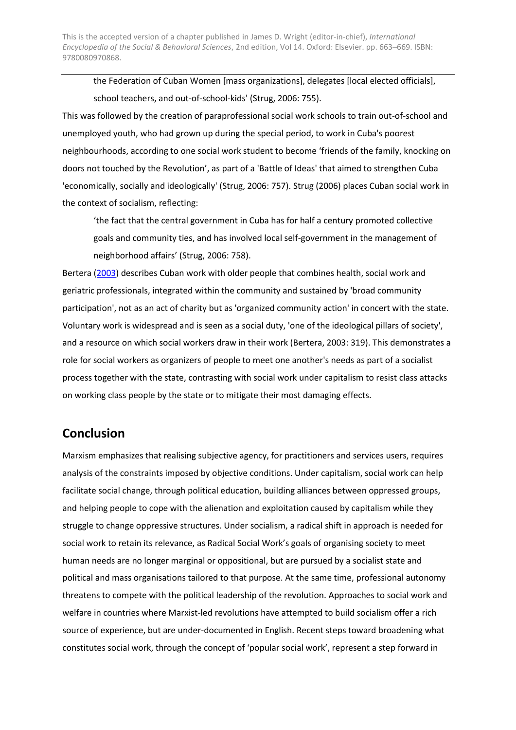> the Federation of Cuban Women [mass organizations], delegates [local elected officials], school teachers, and out-of-school-kids' (Strug, 2006: 755).

This was followed by the creation of paraprofessional social work schools to train out-of-school and unemployed youth, who had grown up during the special period, to work in Cuba's poorest neighbourhoods, according to one social work student to become 'friends of the family, knocking on doors not touched by the Revolution', as part of a 'Battle of Ideas' that aimed to strengthen Cuba 'economically, socially and ideologically' (Strug, 2006: 757). Strug (2006) places Cuban social work in the context of socialism, reflecting:

> 'the fact that the central government in Cuba has for half a century promoted collective goals and community ties, and has involved local self-government in the management of neighborhood affairs' (Strug, 2006: 758).

Bertera (2003) describes Cuban work with older people that combines health, social work and geriatric professionals, integrated within the community and sustained by 'broad community participation', not as an act of charity but as 'organized community action' in concert with the state. Voluntary work is widespread and is seen as a social duty, 'one of the ideological pillars of society', and a resource on which social workers draw in their work (Bertera, 2003: 319). This demonstrates a role for social workers as organizers of people to meet one another's needs as part of a socialist process together with the state, contrasting with social work under capitalism to resist class attacks on working class people by the state or to mitigate their most damaging effects.

## Conclusion

Marxism emphasizes that realising subjective agency, for practitioners and services users, requires analysis of the constraints imposed by objective conditions. Under capitalism, social work can help facilitate social change, through political education, building alliances between oppressed groups, and helping people to cope with the alienation and exploitation caused by capitalism while they struggle to change oppressive structures. Under socialism, a radical shift in approach is needed for social work to retain its relevance, as Radical Social Work's goals of organising society to meet human needs are no longer marginal or oppositional, but are pursued by a socialist state and political and mass organisations tailored to that purpose. At the same time, professional autonomy threatens to compete with the political leadership of the revolution. Approaches to social work and welfare in countries where Marxist-led revolutions have attempted to build socialism offer a rich source of experience, but are under-documented in English. Recent steps toward broadening what constitutes social work, through the concept of 'popular social work', represent a step forward in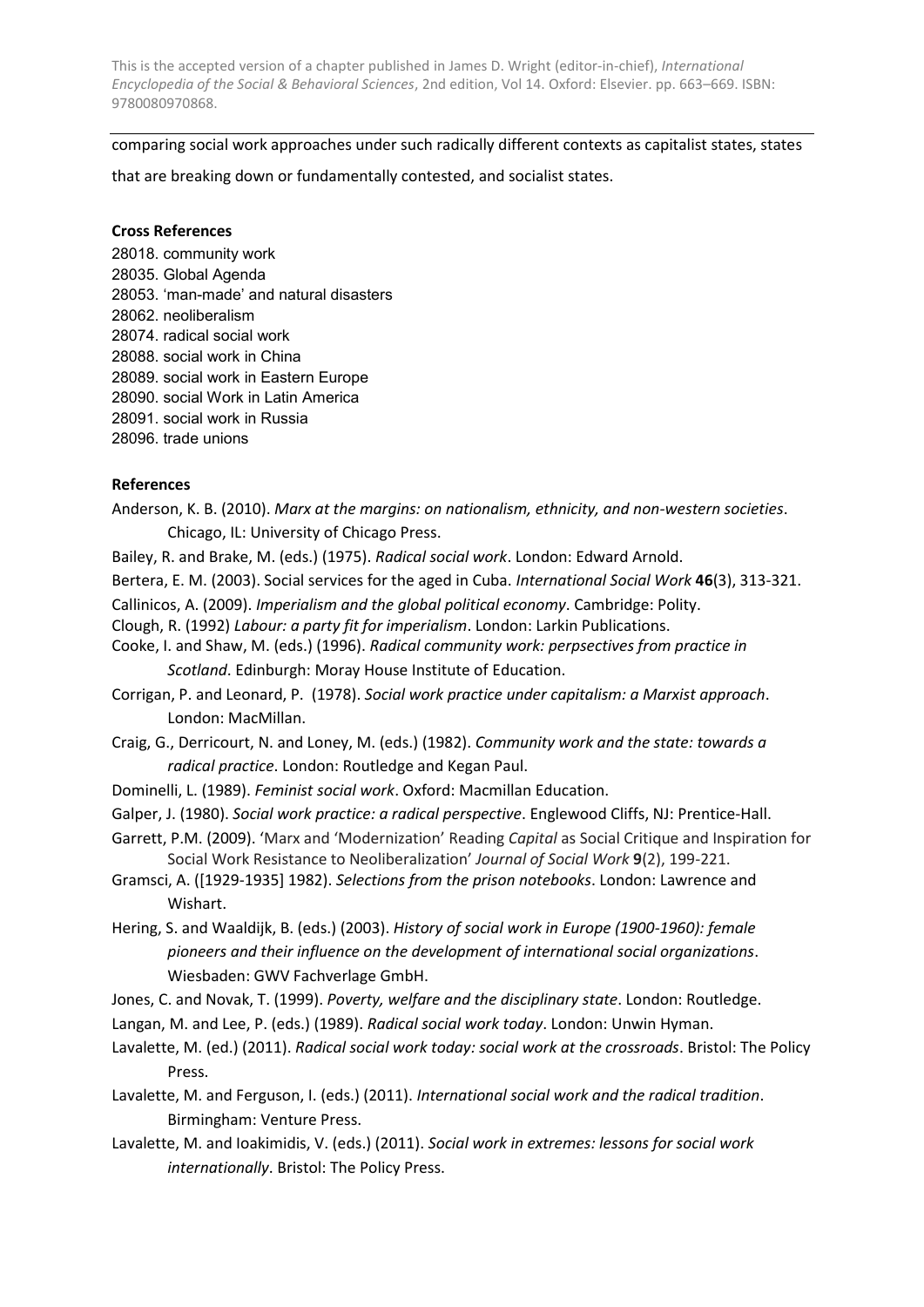comparing social work approaches under such radically different contexts as capitalist states, states that are breaking down or fundamentally contested, and socialist states.

**Cross References**

28018. community work
28035. Global Agenda
28053. 'man-made' and natural disasters
28062. neoliberalism
28074. radical social work
28088. social work in China
28089. social work in Eastern Europe
28090. social Work in Latin America
28091. social work in Russia
28096. trade unions

**References**

Anderson, K. B. (2010). *Marx at the margins: on nationalism, ethnicity, and non-western societies*. Chicago, IL: University of Chicago Press.

Bailey, R. and Brake, M. (eds.) (1975). *Radical social work*. London: Edward Arnold.

Bertera, E. M. (2003). Social services for the aged in Cuba. *International Social Work* **46**(3), 313-321.

Callinicos, A. (2009). *Imperialism and the global political economy*. Cambridge: Polity.

Clough, R. (1992) *Labour: a party fit for imperialism*. London: Larkin Publications.

Cooke, I. and Shaw, M. (eds.) (1996). *Radical community work: perpsectives from practice in Scotland*. Edinburgh: Moray House Institute of Education.

Corrigan, P. and Leonard, P. (1978). *Social work practice under capitalism: a Marxist approach*. London: MacMillan.

Craig, G., Derricourt, N. and Loney, M. (eds.) (1982). *Community work and the state: towards a radical practice*. London: Routledge and Kegan Paul.

Dominelli, L. (1989). *Feminist social work*. Oxford: Macmillan Education.

Galper, J. (1980). *Social work practice: a radical perspective*. Englewood Cliffs, NJ: Prentice-Hall.

Garrett, P.M. (2009). 'Marx and 'Modernization' Reading *Capital* as Social Critique and Inspiration for Social Work Resistance to Neoliberalization' *Journal of Social Work* **9**(2), 199-221.

Gramsci, A. ([1929-1935] 1982). *Selections from the prison notebooks*. London: Lawrence and Wishart.

Hering, S. and Waaldijk, B. (eds.) (2003). *History of social work in Europe (1900-1960): female pioneers and their influence on the development of international social organizations*. Wiesbaden: GWV Fachverlage GmbH.

Jones, C. and Novak, T. (1999). *Poverty, welfare and the disciplinary state*. London: Routledge.

Langan, M. and Lee, P. (eds.) (1989). *Radical social work today*. London: Unwin Hyman.

Lavalette, M. (ed.) (2011). *Radical social work today: social work at the crossroads*. Bristol: The Policy Press.

Lavalette, M. and Ferguson, I. (eds.) (2011). *International social work and the radical tradition*. Birmingham: Venture Press.

Lavalette, M. and Ioakimidis, V. (eds.) (2011). *Social work in extremes: lessons for social work internationally*. Bristol: The Policy Press.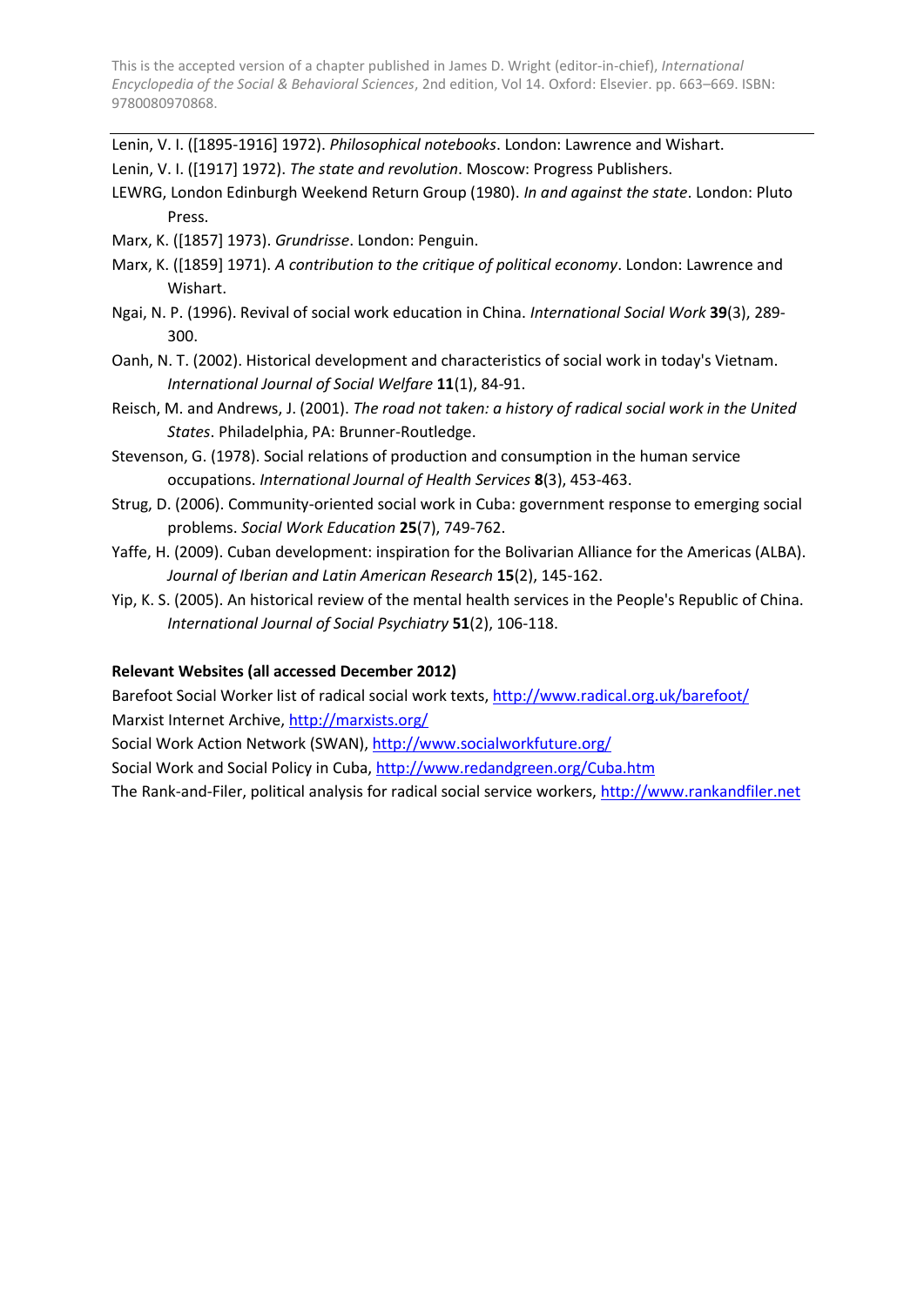Lenin, V. I. ([1895-1916] 1972). *Philosophical notebooks*. London: Lawrence and Wishart.

Lenin, V. I. ([1917] 1972). *The state and revolution*. Moscow: Progress Publishers.

LEWRG, London Edinburgh Weekend Return Group (1980). *In and against the state*. London: Pluto Press.

Marx, K. ([1857] 1973). *Grundrisse*. London: Penguin.

Marx, K. ([1859] 1971). *A contribution to the critique of political economy*. London: Lawrence and Wishart.

Ngai, N. P. (1996). Revival of social work education in China. *International Social Work* **39**(3), 289-300.

Oanh, N. T. (2002). Historical development and characteristics of social work in today's Vietnam. *International Journal of Social Welfare* **11**(1), 84-91.

Reisch, M. and Andrews, J. (2001). *The road not taken: a history of radical social work in the United States*. Philadelphia, PA: Brunner-Routledge.

Stevenson, G. (1978). Social relations of production and consumption in the human service occupations. *International Journal of Health Services* **8**(3), 453-463.

Strug, D. (2006). Community-oriented social work in Cuba: government response to emerging social problems. *Social Work Education* **25**(7), 749-762.

Yaffe, H. (2009). Cuban development: inspiration for the Bolivarian Alliance for the Americas (ALBA). *Journal of Iberian and Latin American Research* **15**(2), 145-162.

Yip, K. S. (2005). An historical review of the mental health services in the People's Republic of China. *International Journal of Social Psychiatry* **51**(2), 106-118.

**Relevant Websites (all accessed December 2012)**

Barefoot Social Worker list of radical social work texts, http://www.radical.org.uk/barefoot/

Marxist Internet Archive, http://marxists.org/

Social Work Action Network (SWAN), http://www.socialworkfuture.org/

Social Work and Social Policy in Cuba, http://www.redandgreen.org/Cuba.htm

The Rank-and-Filer, political analysis for radical social service workers, http://www.rankandfiler.net